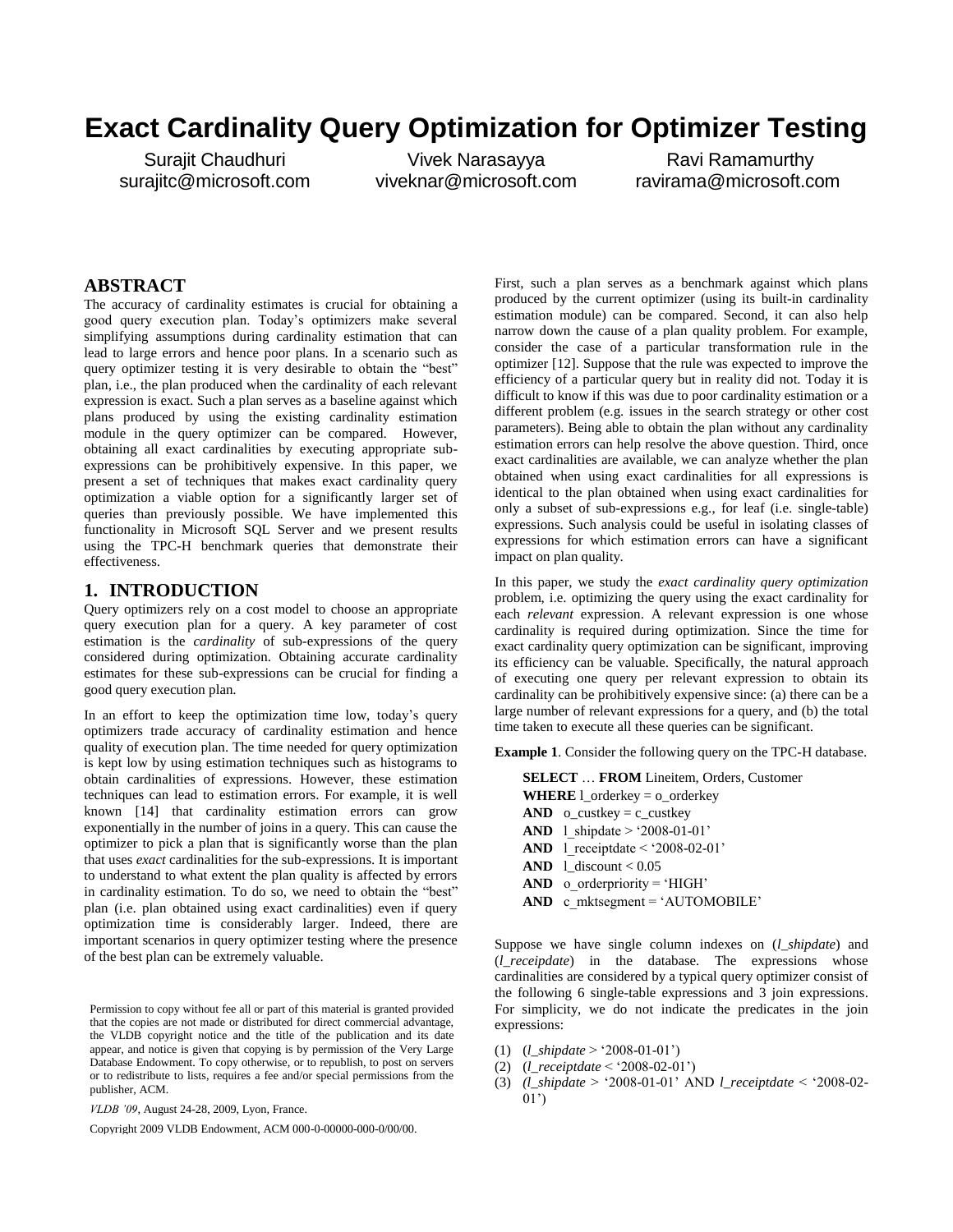# Exact Cardinality Query Optimization for Optimizer Testing

Surajit Chaudhuri
surajitc@microsoft.com

Vivek Narasayya
viveknar@microsoft.com

Ravi Ramamurthy
ravirama@microsoft.com

## ABSTRACT

The accuracy of cardinality estimates is crucial for obtaining a good query execution plan. Today's optimizers make several simplifying assumptions during cardinality estimation that can lead to large errors and hence poor plans. In a scenario such as query optimizer testing it is very desirable to obtain the "best" plan, i.e., the plan produced when the cardinality of each relevant expression is exact. Such a plan serves as a baseline against which plans produced by using the existing cardinality estimation module in the query optimizer can be compared. However, obtaining all exact cardinalities by executing appropriate sub-expressions can be prohibitively expensive. In this paper, we present a set of techniques that makes exact cardinality query optimization a viable option for a significantly larger set of queries than previously possible. We have implemented this functionality in Microsoft SQL Server and we present results using the TPC-H benchmark queries that demonstrate their effectiveness.

## 1. INTRODUCTION

Query optimizers rely on a cost model to choose an appropriate query execution plan for a query. A key parameter of cost estimation is the *cardinality* of sub-expressions of the query considered during optimization. Obtaining accurate cardinality estimates for these sub-expressions can be crucial for finding a good query execution plan.

In an effort to keep the optimization time low, today's query optimizers trade accuracy of cardinality estimation and hence quality of execution plan. The time needed for query optimization is kept low by using estimation techniques such as histograms to obtain cardinalities of expressions. However, these estimation techniques can lead to estimation errors. For example, it is well known [14] that cardinality estimation errors can grow exponentially in the number of joins in a query. This can cause the optimizer to pick a plan that is significantly worse than the plan that uses *exact* cardinalities for the sub-expressions. It is important to understand to what extent the plan quality is affected by errors in cardinality estimation. To do so, we need to obtain the "best" plan (i.e. plan obtained using exact cardinalities) even if query optimization time is considerably larger. Indeed, there are important scenarios in query optimizer testing where the presence of the best plan can be extremely valuable.

Permission to copy without fee all or part of this material is granted provided that the copies are not made or distributed for direct commercial advantage, the VLDB copyright notice and the title of the publication and its date appear, and notice is given that copying is by permission of the Very Large Database Endowment. To copy otherwise, or to republish, to post on servers or to redistribute to lists, requires a fee and/or special permissions from the publisher, ACM.

*VLDB '09*, August 24-28, 2009, Lyon, France.

Copyright 2009 VLDB Endowment, ACM 000-0-00000-000-0/00/00.

First, such a plan serves as a benchmark against which plans produced by the current optimizer (using its built-in cardinality estimation module) can be compared. Second, it can also help narrow down the cause of a plan quality problem. For example, consider the case of a particular transformation rule in the optimizer [12]. Suppose that the rule was expected to improve the efficiency of a particular query but in reality did not. Today it is difficult to know if this was due to poor cardinality estimation or a different problem (e.g. issues in the search strategy or other cost parameters). Being able to obtain the plan without any cardinality estimation errors can help resolve the above question. Third, once exact cardinalities are available, we can analyze whether the plan obtained when using exact cardinalities for all expressions is identical to the plan obtained when using exact cardinalities for only a subset of sub-expressions e.g., for leaf (i.e. single-table) expressions. Such analysis could be useful in isolating classes of expressions for which estimation errors can have a significant impact on plan quality.

In this paper, we study the *exact cardinality query optimization* problem, i.e. optimizing the query using the exact cardinality for each *relevant* expression. A relevant expression is one whose cardinality is required during optimization. Since the time for exact cardinality query optimization can be significant, improving its efficiency can be valuable. Specifically, the natural approach of executing one query per relevant expression to obtain its cardinality can be prohibitively expensive since: (a) there can be a large number of relevant expressions for a query, and (b) the total time taken to execute all these queries can be significant.

**Example 1**. Consider the following query on the TPC-H database.

```
SELECT … FROM Lineitem, Orders, Customer
WHERE l_orderkey = o_orderkey
AND  o_custkey = c_custkey
AND  l_shipdate > '2008-01-01'
AND  l_receiptdate < '2008-02-01'
AND  l_discount < 0.05
AND  o_orderpriority = 'HIGH'
AND  c_mktsegment = 'AUTOMOBILE'
```

Suppose we have single column indexes on (*l_shipdate*) and (*l_receiptdate*) in the database. The expressions whose cardinalities are considered by a typical query optimizer consist of the following 6 single-table expressions and 3 join expressions. For simplicity, we do not indicate the predicates in the join expressions:

(1) (*l_shipdate* > '2008-01-01')
(2) (*l_receiptdate* < '2008-02-01')
(3) (*l_shipdate* > '2008-01-01' AND *l_receiptdate* < '2008-02-01')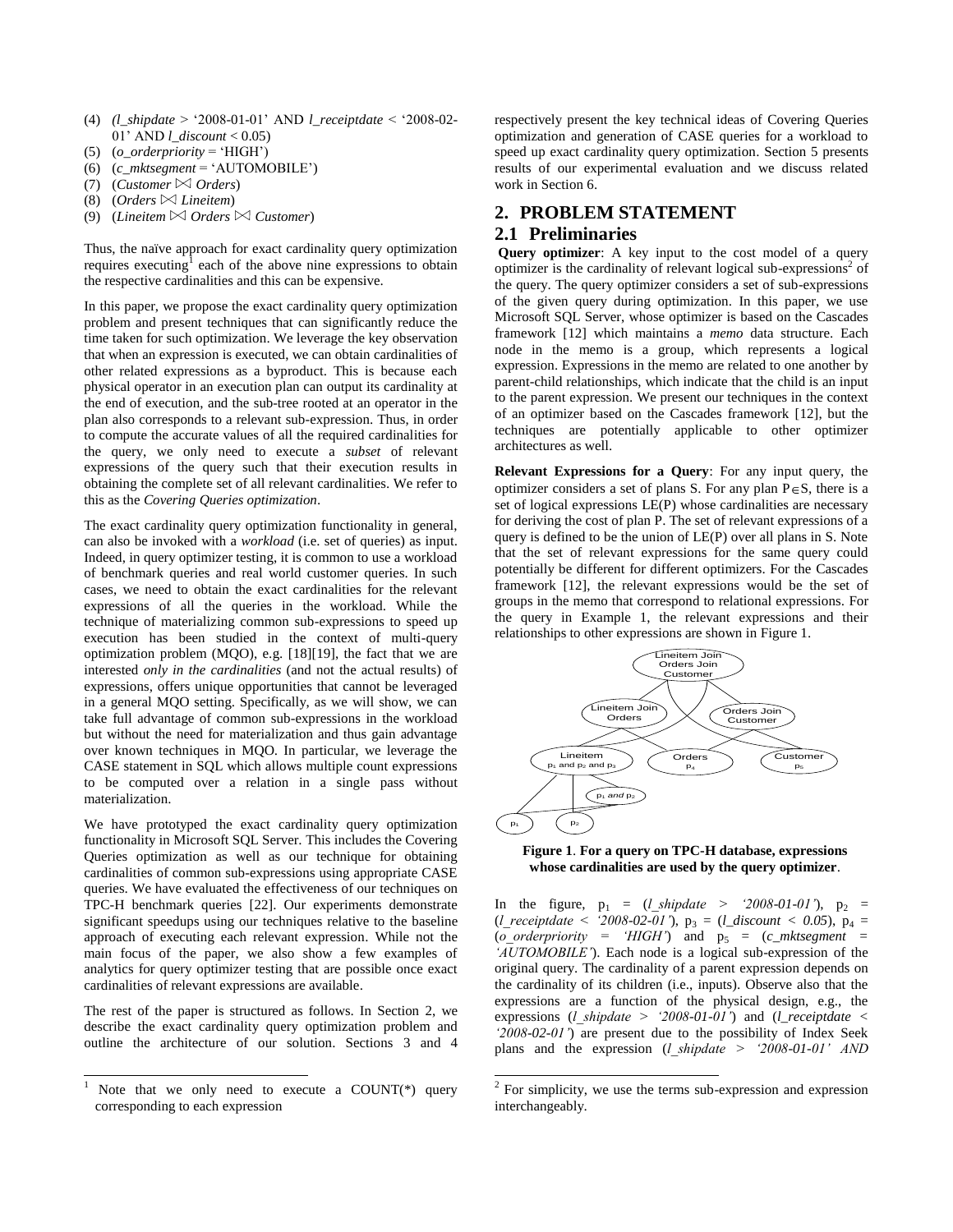(4) *(l_shipdate* > '2008-01-01' AND *l_receiptdate* < '2008-02-01' AND *l_discount* < 0.05)
(5) (*o_orderpriority* = 'HIGH')
(6) (*c_mktsegment* = 'AUTOMOBILE')
(7) (*Customer* ⋈ *Orders*)
(8) (*Orders* ⋈ *Lineitem*)
(9) (*Lineitem* ⋈ *Orders* ⋈ *Customer*)

Thus, the naïve approach for exact cardinality query optimization requires executing[1] each of the above nine expressions to obtain the respective cardinalities and this can be expensive.

In this paper, we propose the exact cardinality query optimization problem and present techniques that can significantly reduce the time taken for such optimization. We leverage the key observation that when an expression is executed, we can obtain cardinalities of other related expressions as a byproduct. This is because each physical operator in an execution plan can output its cardinality at the end of execution, and the sub-tree rooted at an operator in the plan also corresponds to a relevant sub-expression. Thus, in order to compute the accurate values of all the required cardinalities for the query, we only need to execute a *subset* of relevant expressions of the query such that their execution results in obtaining the complete set of all relevant cardinalities. We refer to this as the *Covering Queries optimization*.

The exact cardinality query optimization functionality in general, can also be invoked with a *workload* (i.e. set of queries) as input. Indeed, in query optimizer testing, it is common to use a workload of benchmark queries and real world customer queries. In such cases, we need to obtain the exact cardinalities for the relevant expressions of all the queries in the workload. While the technique of materializing common sub-expressions to speed up execution has been studied in the context of multi-query optimization problem (MQO), e.g. [18][19], the fact that we are interested *only in the cardinalities* (and not the actual results) of expressions, offers unique opportunities that cannot be leveraged in a general MQO setting. Specifically, as we will show, we can take full advantage of common sub-expressions in the workload but without the need for materialization and thus gain advantage over known techniques in MQO. In particular, we leverage the CASE statement in SQL which allows multiple count expressions to be computed over a relation in a single pass without materialization.

We have prototyped the exact cardinality query optimization functionality in Microsoft SQL Server. This includes the Covering Queries optimization as well as our technique for obtaining cardinalities of common sub-expressions using appropriate CASE queries. We have evaluated the effectiveness of our techniques on TPC-H benchmark queries [22]. Our experiments demonstrate significant speedups using our techniques relative to the baseline approach of executing each relevant expression. While not the main focus of the paper, we also show a few examples of analytics for query optimizer testing that are possible once exact cardinalities of relevant expressions are available.

The rest of the paper is structured as follows. In Section 2, we describe the exact cardinality query optimization problem and outline the architecture of our solution. Sections 3 and 4 respectively present the key technical ideas of Covering Queries optimization and generation of CASE queries for a workload to speed up exact cardinality query optimization. Section 5 presents results of our experimental evaluation and we discuss related work in Section 6.

[1] Note that we only need to execute a COUNT(*) query corresponding to each expression

## 2. PROBLEM STATEMENT

### 2.1 Preliminaries

**Query optimizer**: A key input to the cost model of a query optimizer is the cardinality of relevant logical sub-expressions[2] of the query. The query optimizer considers a set of sub-expressions of the given query during optimization. In this paper, we use Microsoft SQL Server, whose optimizer is based on the Cascades framework [12] which maintains a *memo* data structure. Each node in the memo is a group, which represents a logical expression. Expressions in the memo are related to one another by parent-child relationships, which indicate that the child is an input to the parent expression. We present our techniques in the context of an optimizer based on the Cascades framework [12], but the techniques are potentially applicable to other optimizer architectures as well.

**Relevant Expressions for a Query**: For any input query, the optimizer considers a set of plans S. For any plan P∈S, there is a set of logical expressions LE(P) whose cardinalities are necessary for deriving the cost of plan P. The set of relevant expressions of a query is defined to be the union of LE(P) over all plans in S. Note that the set of relevant expressions for the same query could potentially be different for different optimizers. For the Cascades framework [12], the relevant expressions would be the set of groups in the memo that correspond to relational expressions. For the query in Example 1, the relevant expressions and their relationships to other expressions are shown in Figure 1.

Lineitem Join Orders Join Customer
Lineitem Join Orders
Orders Join Customer
Lineitem
$p_1$ and $p_2$ and $p_3$
Orders
$p_4$
Customer
$p_5$
$p_1$ and $p_2$
$p_1$
$p_2$

**Figure 1**. **For a query on TPC-H database, expressions whose cardinalities are used by the query optimizer**.

In the figure, $p_1$ = (*l_shipdate* > *'2008-01-01'*), $p_2$ = (*l_receiptdate* < *'2008-02-01'*), $p_3$ = (*l_discount* < *0.05*), $p_4$ = (*o_orderpriority* = *'HIGH'*) and $p_5$ = (*c_mktsegment* = *'AUTOMOBILE'*). Each node is a logical sub-expression of the original query. The cardinality of a parent expression depends on the cardinality of its children (i.e., inputs). Observe also that the expressions are a function of the physical design, e.g., the expressions (*l_shipdate* > *'2008-01-01'*) and (*l_receiptdate* < *'2008-02-01'*) are present due to the possibility of Index Seek plans and the expression (*l_shipdate* > *'2008-01-01' AND*

[2] For simplicity, we use the terms sub-expression and expression interchangeably.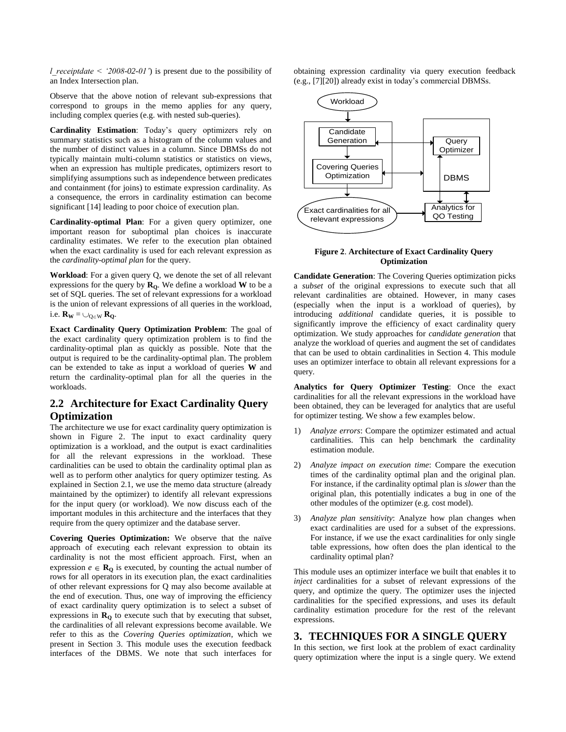*l_receiptdate < '2008-02-01'*) is present due to the possibility of an Index Intersection plan.

Observe that the above notion of relevant sub-expressions that correspond to groups in the memo applies for any query, including complex queries (e.g. with nested sub-queries).

**Cardinality Estimation**: Today's query optimizers rely on summary statistics such as a histogram of the column values and the number of distinct values in a column. Since DBMSs do not typically maintain multi-column statistics or statistics on views, when an expression has multiple predicates, optimizers resort to simplifying assumptions such as independence between predicates and containment (for joins) to estimate expression cardinality. As a consequence, the errors in cardinality estimation can become significant [14] leading to poor choice of execution plan.

**Cardinality-optimal Plan**: For a given query optimizer, one important reason for suboptimal plan choices is inaccurate cardinality estimates. We refer to the execution plan obtained when the exact cardinality is used for each relevant expression as the *cardinality-optimal plan* for the query.

**Workload**: For a given query Q, we denote the set of all relevant expressions for the query by $\mathbf{R_Q}$. We define a workload **W** to be a set of SQL queries. The set of relevant expressions for a workload is the union of relevant expressions of all queries in the workload, i.e. $\mathbf{R_W} = \cup_{Q \in W} \mathbf{R_Q}$.

**Exact Cardinality Query Optimization Problem**: The goal of the exact cardinality query optimization problem is to find the cardinality-optimal plan as quickly as possible. Note that the output is required to be the cardinality-optimal plan. The problem can be extended to take as input a workload of queries **W** and return the cardinality-optimal plan for all the queries in the workloads.

## 2.2 Architecture for Exact Cardinality Query Optimization

The architecture we use for exact cardinality query optimization is shown in Figure 2. The input to exact cardinality query optimization is a workload, and the output is exact cardinalities for all the relevant expressions in the workload. These cardinalities can be used to obtain the cardinality optimal plan as well as to perform other analytics for query optimizer testing. As explained in Section 2.1, we use the memo data structure (already maintained by the optimizer) to identify all relevant expressions for the input query (or workload). We now discuss each of the important modules in this architecture and the interfaces that they require from the query optimizer and the database server.

**Covering Queries Optimization:** We observe that the naïve approach of executing each relevant expression to obtain its cardinality is not the most efficient approach. First, when an expression $e \in \mathbf{R_Q}$ is executed, by counting the actual number of rows for all operators in its execution plan, the exact cardinalities of other relevant expressions for Q may also become available at the end of execution. Thus, one way of improving the efficiency of exact cardinality query optimization is to select a subset of expressions in $\mathbf{R_Q}$ to execute such that by executing that subset, the cardinalities of all relevant expressions become available. We refer to this as the *Covering Queries optimization*, which we present in Section 3. This module uses the execution feedback interfaces of the DBMS. We note that such interfaces for obtaining expression cardinality via query execution feedback (e.g., [7][20]) already exist in today's commercial DBMSs.

**Figure 2**. **Architecture of Exact Cardinality Query Optimization**

**Candidate Generation**: The Covering Queries optimization picks a *subset* of the original expressions to execute such that all relevant cardinalities are obtained. However, in many cases (especially when the input is a workload of queries), by introducing *additional* candidate queries, it is possible to significantly improve the efficiency of exact cardinality query optimization. We study approaches for *candidate generation* that analyze the workload of queries and augment the set of candidates that can be used to obtain cardinalities in Section 4. This module uses an optimizer interface to obtain all relevant expressions for a query.

**Analytics for Query Optimizer Testing**: Once the exact cardinalities for all the relevant expressions in the workload have been obtained, they can be leveraged for analytics that are useful for optimizer testing. We show a few examples below.

1) *Analyze errors*: Compare the optimizer estimated and actual cardinalities. This can help benchmark the cardinality estimation module.
2) *Analyze impact on execution time*: Compare the execution times of the cardinality optimal plan and the original plan. For instance, if the cardinality optimal plan is *slower* than the original plan, this potentially indicates a bug in one of the other modules of the optimizer (e.g. cost model).
3) *Analyze plan sensitivity*: Analyze how plan changes when exact cardinalities are used for a subset of the expressions. For instance, if we use the exact cardinalities for only single table expressions, how often does the plan identical to the cardinality optimal plan?

This module uses an optimizer interface we built that enables it to *inject* cardinalities for a subset of relevant expressions of the query, and optimize the query. The optimizer uses the injected cardinalities for the specified expressions, and uses its default cardinality estimation procedure for the rest of the relevant expressions.

# 3. TECHNIQUES FOR A SINGLE QUERY

In this section, we first look at the problem of exact cardinality query optimization where the input is a single query. We extend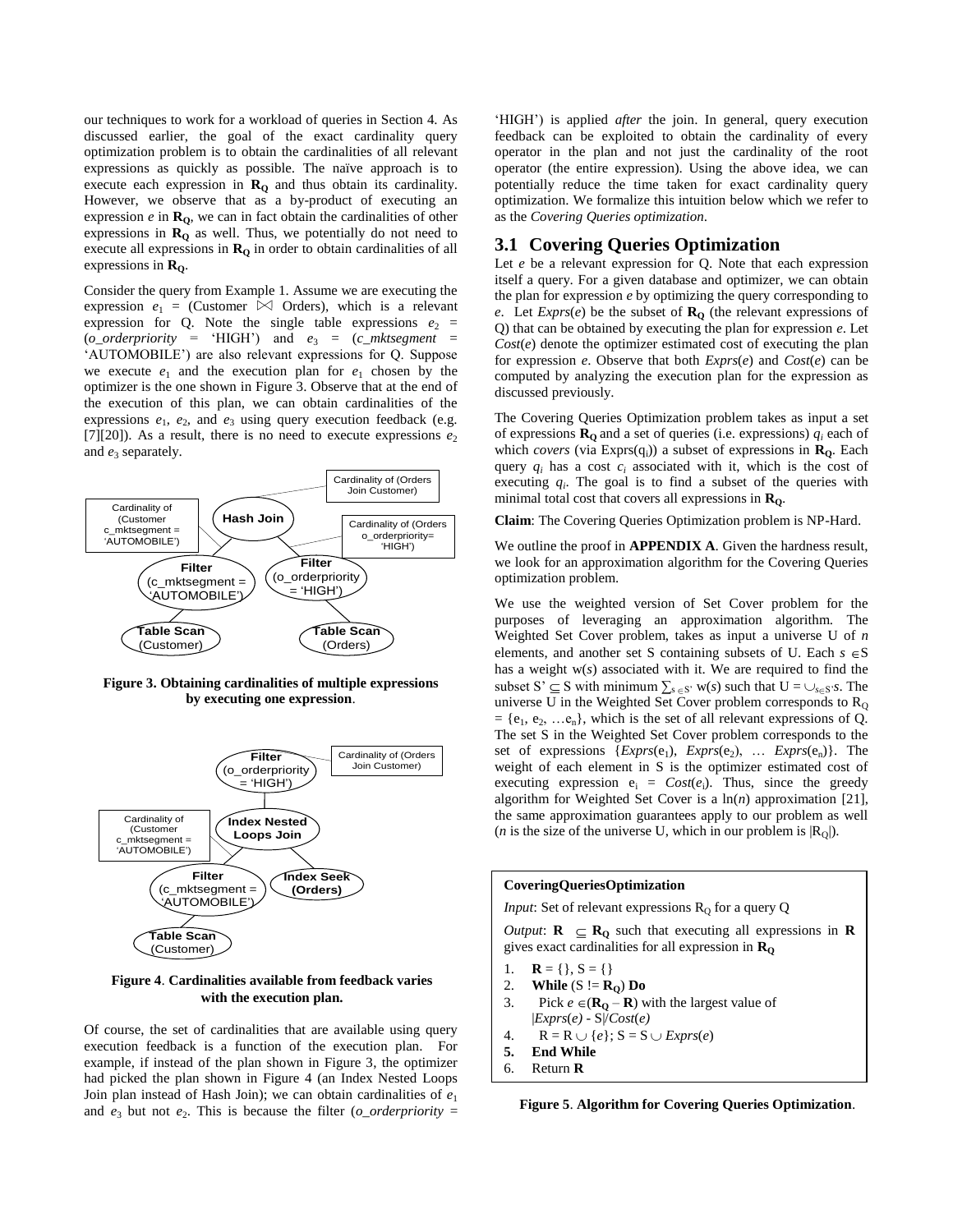our techniques to work for a workload of queries in Section 4. As discussed earlier, the goal of the exact cardinality query optimization problem is to obtain the cardinalities of all relevant expressions as quickly as possible. The naïve approach is to execute each expression in $\mathbf{R_Q}$ and thus obtain its cardinality. However, we observe that as a by-product of executing an expression $e$ in $\mathbf{R_Q}$, we can in fact obtain the cardinalities of other expressions in $\mathbf{R_Q}$ as well. Thus, we potentially do not need to execute all expressions in $\mathbf{R_Q}$ in order to obtain cardinalities of all expressions in $\mathbf{R_Q}$.

Consider the query from Example 1. Assume we are executing the expression $e_1$ = (Customer ⋈ Orders), which is a relevant expression for Q. Note the single table expressions $e_2$ = (*o_orderpriority* = 'HIGH') and $e_3$ = (*c_mktsegment* = 'AUTOMOBILE') are also relevant expressions for Q. Suppose we execute $e_1$ and the execution plan for $e_1$ chosen by the optimizer is the one shown in Figure 3. Observe that at the end of the execution of this plan, we can obtain cardinalities of the expressions $e_1$, $e_2$, and $e_3$ using query execution feedback (e.g. [7][20]). As a result, there is no need to execute expressions $e_2$ and $e_3$ separately.

**Figure 3. Obtaining cardinalities of multiple expressions by executing one expression**.

**Figure 4**. **Cardinalities available from feedback varies with the execution plan.**

Of course, the set of cardinalities that are available using query execution feedback is a function of the execution plan. For example, if instead of the plan shown in Figure 3, the optimizer had picked the plan shown in Figure 4 (an Index Nested Loops Join plan instead of Hash Join); we can obtain cardinalities of $e_1$ and $e_3$ but not $e_2$. This is because the filter (*o_orderpriority* = 'HIGH') is applied *after* the join. In general, query execution feedback can be exploited to obtain the cardinality of every operator in the plan and not just the cardinality of the root operator (the entire expression). Using the above idea, we can potentially reduce the time taken for exact cardinality query optimization. We formalize this intuition below which we refer to as the *Covering Queries optimization*.

## 3.1 Covering Queries Optimization

Let $e$ be a relevant expression for Q. Note that each expression itself a query. For a given database and optimizer, we can obtain the plan for expression $e$ by optimizing the query corresponding to $e$. Let *Exprs*($e$) be the subset of $\mathbf{R_Q}$ (the relevant expressions of Q) that can be obtained by executing the plan for expression $e$. Let *Cost*($e$) denote the optimizer estimated cost of executing the plan for expression $e$. Observe that both *Exprs*($e$) and *Cost*($e$) can be computed by analyzing the execution plan for the expression as discussed previously.

The Covering Queries Optimization problem takes as input a set of expressions $\mathbf{R_Q}$ and a set of queries (i.e. expressions) $q_i$ each of which *covers* (via Exprs($q_i$)) a subset of expressions in $\mathbf{R_Q}$. Each query $q_i$ has a cost $c_i$ associated with it, which is the cost of executing $q_i$. The goal is to find a subset of the queries with minimal total cost that covers all expressions in $\mathbf{R_Q}$.

**Claim**: The Covering Queries Optimization problem is NP-Hard.

We outline the proof in **APPENDIX A**. Given the hardness result, we look for an approximation algorithm for the Covering Queries optimization problem.

We use the weighted version of Set Cover problem for the purposes of leveraging an approximation algorithm. The Weighted Set Cover problem, takes as input a universe U of $n$ elements, and another set S containing subsets of U. Each $s \in$ S has a weight w($s$) associated with it. We are required to find the subset S' $\subseteq$ S with minimum $\sum_{s \in S'}$ w($s$) such that U = $\cup_{s \in S'} s$. The universe U in the Weighted Set Cover problem corresponds to $R_Q$ = {$e_1$, $e_2$, …$e_n$}, which is the set of all relevant expressions of Q. The set S in the Weighted Set Cover problem corresponds to the set of expressions {*Exprs*($e_1$), *Exprs*($e_2$), … *Exprs*($e_n$)}. The weight of each element in S is the optimizer estimated cost of executing expression $e_i$ = *Cost*($e_i$). Thus, since the greedy algorithm for Weighted Set Cover is a ln($n$) approximation [21], the same approximation guarantees apply to our problem as well ($n$ is the size of the universe U, which in our problem is $|R_Q|$).

**CoveringQueriesOptimization**

*Input*: Set of relevant expressions $R_Q$ for a query Q

*Output*: $\mathbf{R} \subseteq \mathbf{R_Q}$ such that executing all expressions in $\mathbf{R}$ gives exact cardinalities for all expression in $\mathbf{R_Q}$

1. $\mathbf{R}$ = {}, S = {}
2. **While** (S != $\mathbf{R_Q}$) **Do**
3. Pick $e \in (\mathbf{R_Q} - \mathbf{R})$ with the largest value of $|Exprs(e)$ - S$|/Cost(e)$
4. R = R $\cup$ {$e$}; S = S $\cup$ *Exprs*($e$)
5. **End While**
6. Return $\mathbf{R}$

**Figure 5**. **Algorithm for Covering Queries Optimization**.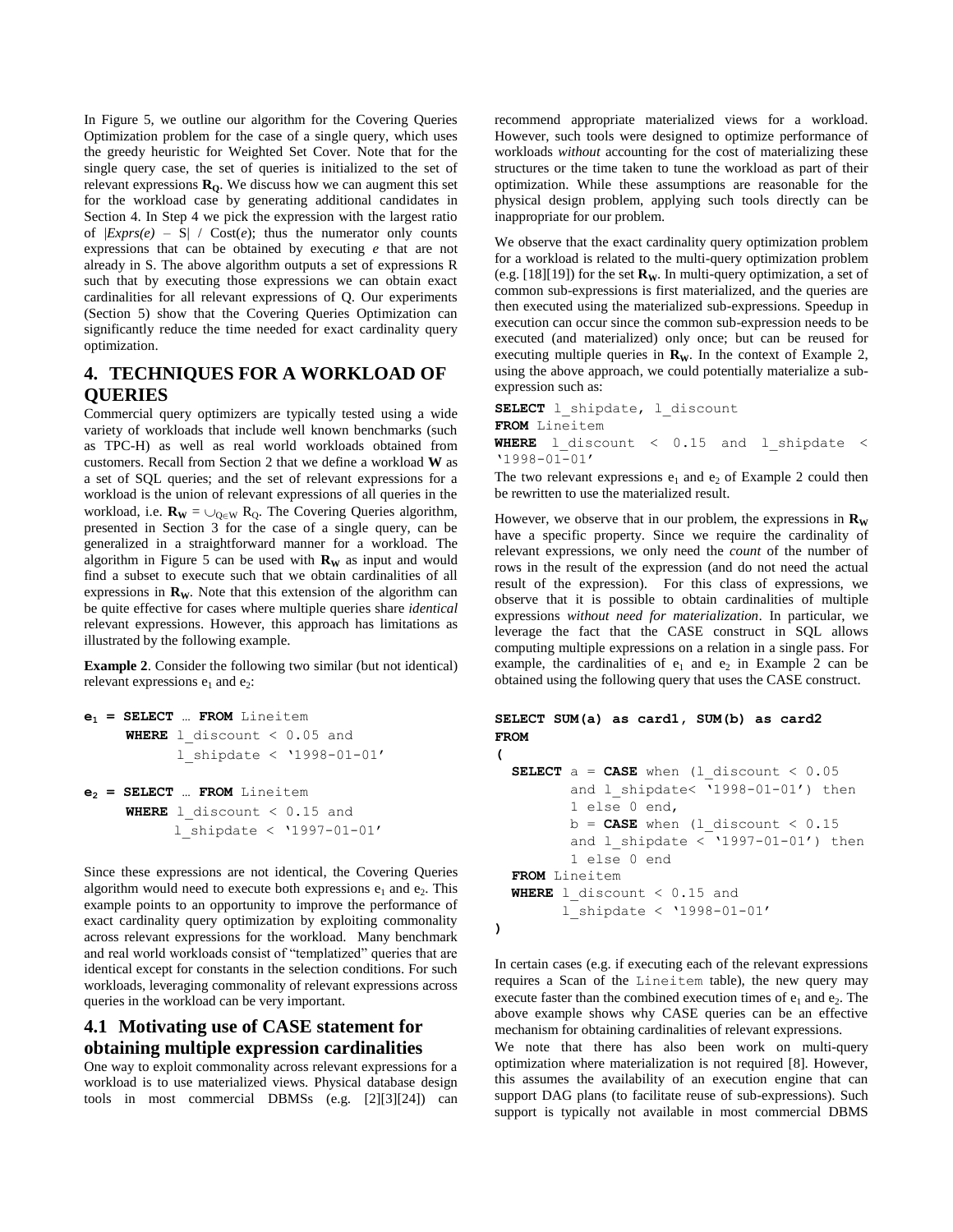In Figure 5, we outline our algorithm for the Covering Queries Optimization problem for the case of a single query, which uses the greedy heuristic for Weighted Set Cover. Note that for the single query case, the set of queries is initialized to the set of relevant expressions $\mathbf{R_Q}$. We discuss how we can augment this set for the workload case by generating additional candidates in Section 4. In Step 4 we pick the expression with the largest ratio of $|Exprs(e) – S| / Cost(e)$; thus the numerator only counts expressions that can be obtained by executing *e* that are not already in S. The above algorithm outputs a set of expressions R such that by executing those expressions we can obtain exact cardinalities for all relevant expressions of Q. Our experiments (Section 5) show that the Covering Queries Optimization can significantly reduce the time needed for exact cardinality query optimization.

# 4. TECHNIQUES FOR A WORKLOAD OF QUERIES

Commercial query optimizers are typically tested using a wide variety of workloads that include well known benchmarks (such as TPC-H) as well as real world workloads obtained from customers. Recall from Section 2 that we define a workload **W** as a set of SQL queries; and the set of relevant expressions for a workload is the union of relevant expressions of all queries in the workload, i.e. $\mathbf{R_W} = \cup_{Q \in W} R_Q$. The Covering Queries algorithm, presented in Section 3 for the case of a single query, can be generalized in a straightforward manner for a workload. The algorithm in Figure 5 can be used with $\mathbf{R_W}$ as input and would find a subset to execute such that we obtain cardinalities of all expressions in $\mathbf{R_W}$. Note that this extension of the algorithm can be quite effective for cases where multiple queries share *identical* relevant expressions. However, this approach has limitations as illustrated by the following example.

**Example 2**. Consider the following two similar (but not identical) relevant expressions $e_1$ and $e_2$:

```
e1 = SELECT … FROM Lineitem
     WHERE l_discount < 0.05 and
           l_shipdate < '1998-01-01'

e2 = SELECT … FROM Lineitem
     WHERE l_discount < 0.15 and
           l_shipdate < '1997-01-01'
```

Since these expressions are not identical, the Covering Queries algorithm would need to execute both expressions $e_1$ and $e_2$. This example points to an opportunity to improve the performance of exact cardinality query optimization by exploiting commonality across relevant expressions for the workload. Many benchmark and real world workloads consist of "templatized" queries that are identical except for constants in the selection conditions. For such workloads, leveraging commonality of relevant expressions across queries in the workload can be very important.

## 4.1 Motivating use of CASE statement for obtaining multiple expression cardinalities

One way to exploit commonality across relevant expressions for a workload is to use materialized views. Physical database design tools in most commercial DBMSs (e.g. [2][3][24]) can recommend appropriate materialized views for a workload. However, such tools were designed to optimize performance of workloads *without* accounting for the cost of materializing these structures or the time taken to tune the workload as part of their optimization. While these assumptions are reasonable for the physical design problem, applying such tools directly can be inappropriate for our problem.

We observe that the exact cardinality query optimization problem for a workload is related to the multi-query optimization problem (e.g. [18][19]) for the set $\mathbf{R_W}$. In multi-query optimization, a set of common sub-expressions is first materialized, and the queries are then executed using the materialized sub-expressions. Speedup in execution can occur since the common sub-expression needs to be executed (and materialized) only once; but can be reused for executing multiple queries in $\mathbf{R_W}$. In the context of Example 2, using the above approach, we could potentially materialize a sub-expression such as:

```
SELECT l_shipdate, l_discount
FROM Lineitem
WHERE l_discount < 0.15 and l_shipdate <
'1998-01-01'
```

The two relevant expressions $e_1$ and $e_2$ of Example 2 could then be rewritten to use the materialized result.

However, we observe that in our problem, the expressions in $\mathbf{R_W}$ have a specific property. Since we require the cardinality of relevant expressions, we only need the *count* of the number of rows in the result of the expression (and do not need the actual result of the expression). For this class of expressions, we observe that it is possible to obtain cardinalities of multiple expressions *without need for materialization*. In particular, we leverage the fact that the CASE construct in SQL allows computing multiple expressions on a relation in a single pass. For example, the cardinalities of $e_1$ and $e_2$ in Example 2 can be obtained using the following query that uses the CASE construct.

```
SELECT SUM(a) as card1, SUM(b) as card2
FROM
(
  SELECT a = CASE when (l_discount < 0.05
         and l_shipdate< '1998-01-01') then
         1 else 0 end,
         b = CASE when (l_discount < 0.15
         and l_shipdate < '1997-01-01') then
         1 else 0 end
  FROM Lineitem
  WHERE l_discount < 0.15 and
        l_shipdate < '1998-01-01'
)
```

In certain cases (e.g. if executing each of the relevant expressions requires a Scan of the Lineitem table), the new query may execute faster than the combined execution times of $e_1$ and $e_2$. The above example shows why CASE queries can be an effective mechanism for obtaining cardinalities of relevant expressions.

We note that there has also been work on multi-query optimization where materialization is not required [8]. However, this assumes the availability of an execution engine that can support DAG plans (to facilitate reuse of sub-expressions). Such support is typically not available in most commercial DBMS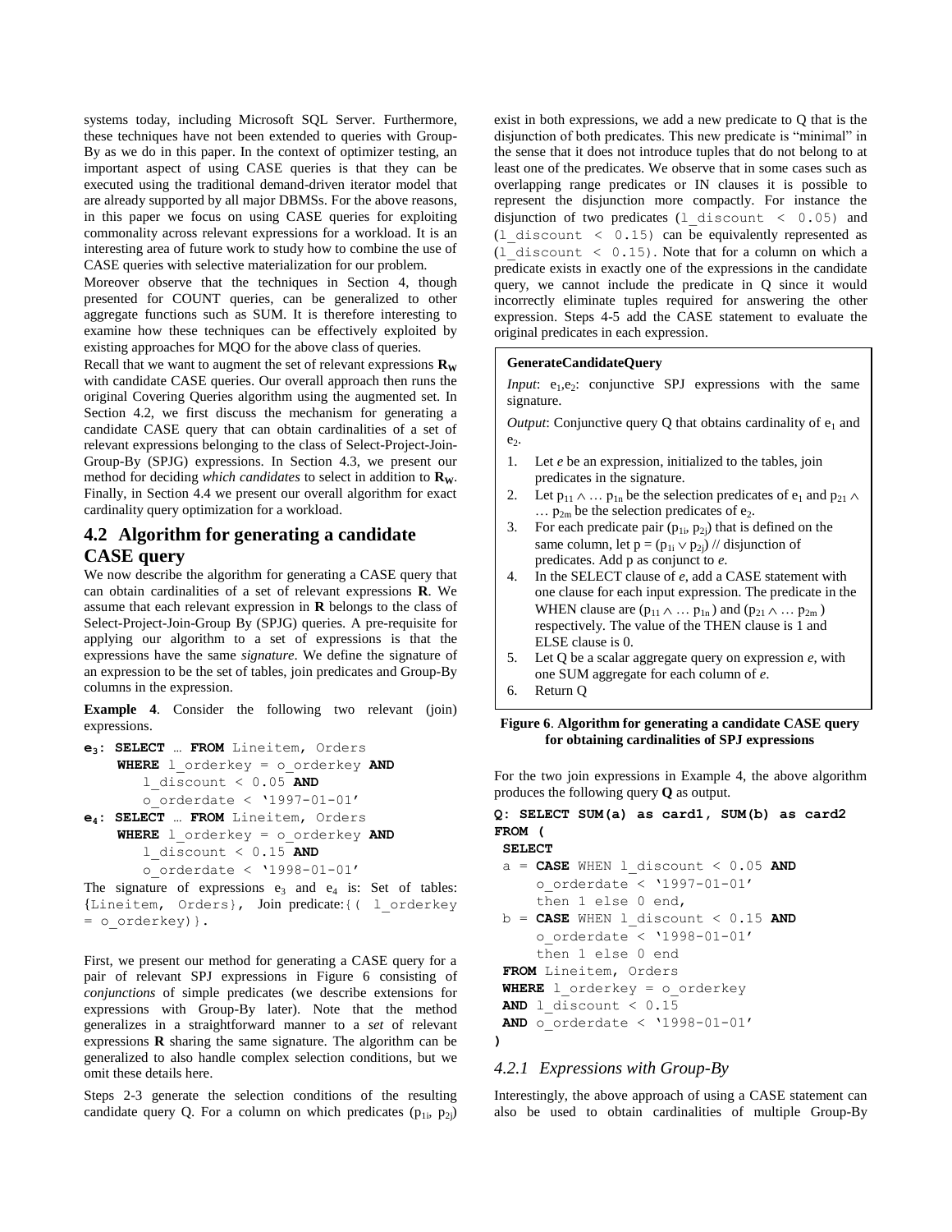systems today, including Microsoft SQL Server. Furthermore, these techniques have not been extended to queries with Group-By as we do in this paper. In the context of optimizer testing, an important aspect of using CASE queries is that they can be executed using the traditional demand-driven iterator model that are already supported by all major DBMSs. For the above reasons, in this paper we focus on using CASE queries for exploiting commonality across relevant expressions for a workload. It is an interesting area of future work to study how to combine the use of CASE queries with selective materialization for our problem.

Moreover observe that the techniques in Section 4, though presented for COUNT queries, can be generalized to other aggregate functions such as SUM. It is therefore interesting to examine how these techniques can be effectively exploited by existing approaches for MQO for the above class of queries.

Recall that we want to augment the set of relevant expressions $\mathbf{R_W}$ with candidate CASE queries. Our overall approach then runs the original Covering Queries algorithm using the augmented set. In Section 4.2, we first discuss the mechanism for generating a candidate CASE query that can obtain cardinalities of a set of relevant expressions belonging to the class of Select-Project-Join-Group-By (SPJG) expressions. In Section 4.3, we present our method for deciding *which candidates* to select in addition to $\mathbf{R_W}$. Finally, in Section 4.4 we present our overall algorithm for exact cardinality query optimization for a workload.

## 4.2 Algorithm for generating a candidate CASE query

We now describe the algorithm for generating a CASE query that can obtain cardinalities of a set of relevant expressions **R**. We assume that each relevant expression in **R** belongs to the class of Select-Project-Join-Group By (SPJG) queries. A pre-requisite for applying our algorithm to a set of expressions is that the expressions have the same *signature*. We define the signature of an expression to be the set of tables, join predicates and Group-By columns in the expression.

**Example 4**. Consider the following two relevant (join) expressions.

```
e3: SELECT … FROM Lineitem, Orders
    WHERE l_orderkey = o_orderkey AND
        l_discount < 0.05 AND
        o_orderdate < '1997-01-01'
e4: SELECT … FROM Lineitem, Orders
    WHERE l_orderkey = o_orderkey AND
        l_discount < 0.15 AND
        o_orderdate < '1998-01-01'
```

The signature of expressions $e_3$ and $e_4$ is: Set of tables: {Lineitem, Orders}, Join predicate:{( l_orderkey = o_orderkey)}.

First, we present our method for generating a CASE query for a pair of relevant SPJ expressions in Figure 6 consisting of *conjunctions* of simple predicates (we describe extensions for expressions with Group-By later). Note that the method generalizes in a straightforward manner to a *set* of relevant expressions **R** sharing the same signature. The algorithm can be generalized to also handle complex selection conditions, but we omit these details here.

Steps 2-3 generate the selection conditions of the resulting candidate query Q. For a column on which predicates ($p_{1i}$, $p_{2j}$) exist in both expressions, we add a new predicate to Q that is the disjunction of both predicates. This new predicate is "minimal" in the sense that it does not introduce tuples that do not belong to at least one of the predicates. We observe that in some cases such as overlapping range predicates or IN clauses it is possible to represent the disjunction more compactly. For instance the disjunction of two predicates (l_discount < 0.05) and (l_discount < 0.15) can be equivalently represented as (l_discount < 0.15). Note that for a column on which a predicate exists in exactly one of the expressions in the candidate query, we cannot include the predicate in Q since it would incorrectly eliminate tuples required for answering the other expression. Steps 4-5 add the CASE statement to evaluate the original predicates in each expression.

**GenerateCandidateQuery**

*Input*: $e_1$,$e_2$: conjunctive SPJ expressions with the same signature.

*Output*: Conjunctive query Q that obtains cardinality of $e_1$ and $e_2$.

1. Let *e* be an expression, initialized to the tables, join predicates in the signature.
2. Let $p_{11} \wedge \ldots p_{1n}$ be the selection predicates of $e_1$ and $p_{21} \wedge \ldots p_{2m}$ be the selection predicates of $e_2$.
3. For each predicate pair ($p_{1i}$, $p_{2j}$) that is defined on the same column, let $p = (p_{1i} \vee p_{2j})$ // disjunction of predicates. Add p as conjunct to *e*.
4. In the SELECT clause of *e*, add a CASE statement with one clause for each input expression. The predicate in the WHEN clause are ($p_{11} \wedge \ldots p_{1n}$) and ($p_{21} \wedge \ldots p_{2m}$) respectively. The value of the THEN clause is 1 and ELSE clause is 0.
5. Let Q be a scalar aggregate query on expression *e*, with one SUM aggregate for each column of *e*.
6. Return Q

**Figure 6**. **Algorithm for generating a candidate CASE query for obtaining cardinalities of SPJ expressions**

For the two join expressions in Example 4, the above algorithm produces the following query **Q** as output.

```
Q: SELECT SUM(a) as card1, SUM(b) as card2
FROM (
 SELECT
 a = CASE WHEN l_discount < 0.05 AND
     o_orderdate < '1997-01-01'
     then 1 else 0 end,
 b = CASE WHEN l_discount < 0.15 AND
     o_orderdate < '1998-01-01'
     then 1 else 0 end
 FROM Lineitem, Orders
 WHERE l_orderkey = o_orderkey
 AND l_discount < 0.15
 AND o_orderdate < '1998-01-01'
)
```

### 4.2.1 *Expressions with Group-By*

Interestingly, the above approach of using a CASE statement can also be used to obtain cardinalities of multiple Group-By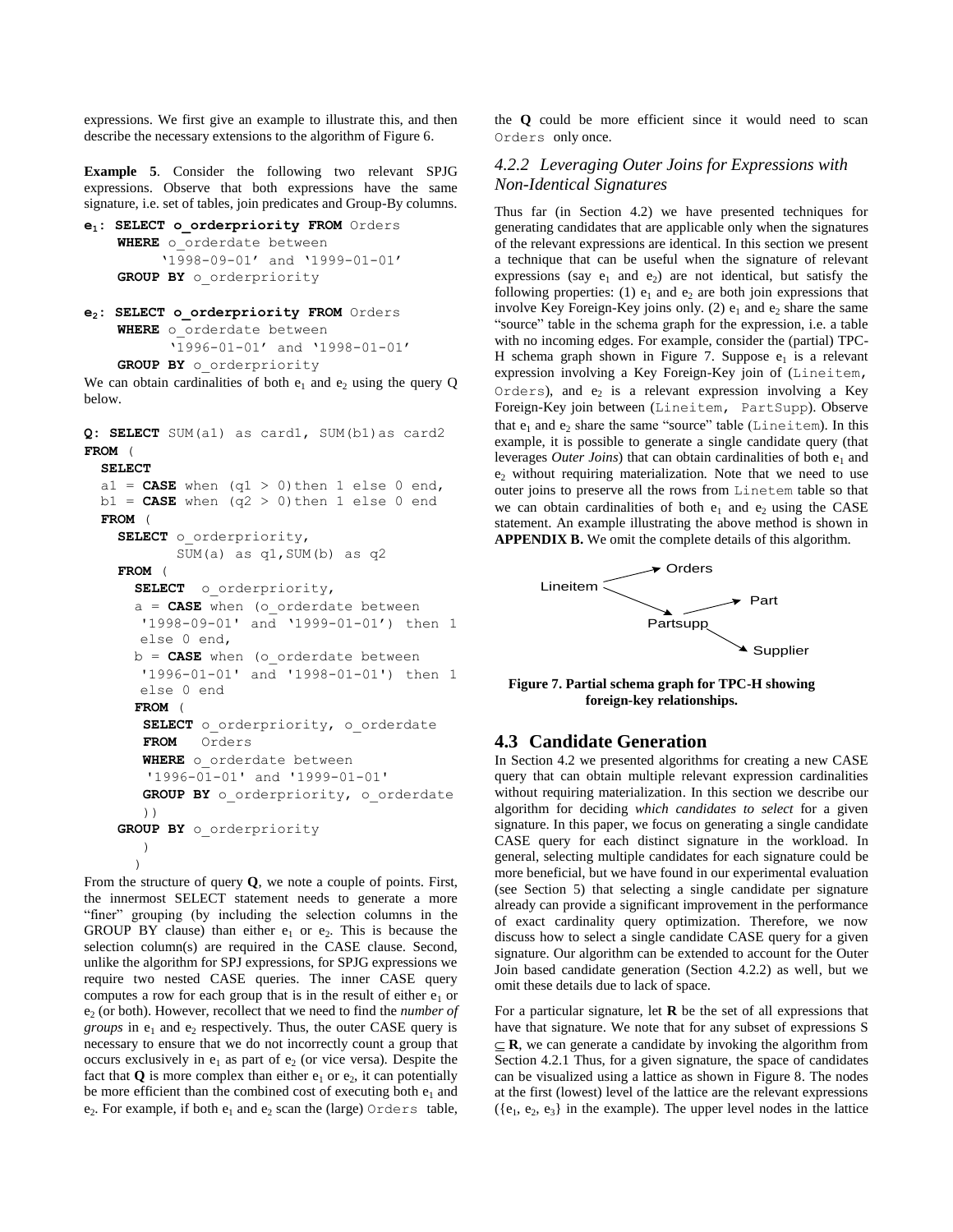expressions. We first give an example to illustrate this, and then describe the necessary extensions to the algorithm of Figure 6.

**Example 5**. Consider the following two relevant SPJG expressions. Observe that both expressions have the same signature, i.e. set of tables, join predicates and Group-By columns.

```
e1: SELECT o_orderpriority FROM Orders
    WHERE o_orderdate between
        '1998-09-01' and '1999-01-01'
    GROUP BY o_orderpriority

e2: SELECT o_orderpriority FROM Orders
    WHERE o_orderdate between
         '1996-01-01' and '1998-01-01'
    GROUP BY o_orderpriority
```

We can obtain cardinalities of both $e_1$ and $e_2$ using the query Q below.

```
Q: SELECT SUM(a1) as card1, SUM(b1)as card2
FROM (
  SELECT
  a1 = CASE when (q1 > 0)then 1 else 0 end,
  b1 = CASE when (q2 > 0)then 1 else 0 end
  FROM (
    SELECT o_orderpriority,
           SUM(a) as q1,SUM(b) as q2
    FROM (
      SELECT  o_orderpriority,
      a = CASE when (o_orderdate between
       '1998-09-01' and '1999-01-01') then 1
       else 0 end,
      b = CASE when (o_orderdate between
       '1996-01-01' and '1998-01-01') then 1
       else 0 end
      FROM (
       SELECT o_orderpriority, o_orderdate
       FROM   Orders
       WHERE o_orderdate between
        '1996-01-01' and '1999-01-01'
       GROUP BY o_orderpriority, o_orderdate
       ))
    GROUP BY o_orderpriority
       )
      )
```

From the structure of query **Q**, we note a couple of points. First, the innermost SELECT statement needs to generate a more "finer" grouping (by including the selection columns in the GROUP BY clause) than either $e_1$ or $e_2$. This is because the selection column(s) are required in the CASE clause. Second, unlike the algorithm for SPJ expressions, for SPJG expressions we require two nested CASE queries. The inner CASE query computes a row for each group that is in the result of either $e_1$ or $e_2$ (or both). However, recollect that we need to find the *number of groups* in $e_1$ and $e_2$ respectively. Thus, the outer CASE query is necessary to ensure that we do not incorrectly count a group that occurs exclusively in $e_1$ as part of $e_2$ (or vice versa). Despite the fact that **Q** is more complex than either $e_1$ or $e_2$, it can potentially be more efficient than the combined cost of executing both $e_1$ and $e_2$. For example, if both $e_1$ and $e_2$ scan the (large) Orders table, the **Q** could be more efficient since it would need to scan Orders only once.

### 4.2.2 Leveraging Outer Joins for Expressions with Non-Identical Signatures

Thus far (in Section 4.2) we have presented techniques for generating candidates that are applicable only when the signatures of the relevant expressions are identical. In this section we present a technique that can be useful when the signature of relevant expressions (say $e_1$ and $e_2$) are not identical, but satisfy the following properties: (1) $e_1$ and $e_2$ are both join expressions that involve Key Foreign-Key joins only. (2) $e_1$ and $e_2$ share the same "source" table in the schema graph for the expression, i.e. a table with no incoming edges. For example, consider the (partial) TPC-H schema graph shown in Figure 7. Suppose $e_1$ is a relevant expression involving a Key Foreign-Key join of (Lineitem, Orders), and $e_2$ is a relevant expression involving a Key Foreign-Key join between (Lineitem, PartSupp). Observe that $e_1$ and $e_2$ share the same "source" table (Lineitem). In this example, it is possible to generate a single candidate query (that leverages *Outer Joins*) that can obtain cardinalities of both $e_1$ and $e_2$ without requiring materialization. Note that we need to use outer joins to preserve all the rows from Linetem table so that we can obtain cardinalities of both $e_1$ and $e_2$ using the CASE statement. An example illustrating the above method is shown in **APPENDIX B.** We omit the complete details of this algorithm.

**Figure 7. Partial schema graph for TPC-H showing foreign-key relationships.**

## 4.3 Candidate Generation

In Section 4.2 we presented algorithms for creating a new CASE query that can obtain multiple relevant expression cardinalities without requiring materialization. In this section we describe our algorithm for deciding *which candidates to select* for a given signature. In this paper, we focus on generating a single candidate CASE query for each distinct signature in the workload. In general, selecting multiple candidates for each signature could be more beneficial, but we have found in our experimental evaluation (see Section 5) that selecting a single candidate per signature already can provide a significant improvement in the performance of exact cardinality query optimization. Therefore, we now discuss how to select a single candidate CASE query for a given signature. Our algorithm can be extended to account for the Outer Join based candidate generation (Section 4.2.2) as well, but we omit these details due to lack of space.

For a particular signature, let **R** be the set of all expressions that have that signature. We note that for any subset of expressions S $\subseteq$ **R**, we can generate a candidate by invoking the algorithm from Section 4.2.1 Thus, for a given signature, the space of candidates can be visualized using a lattice as shown in Figure 8. The nodes at the first (lowest) level of the lattice are the relevant expressions ({$e_1$, $e_2$, $e_3$} in the example). The upper level nodes in the lattice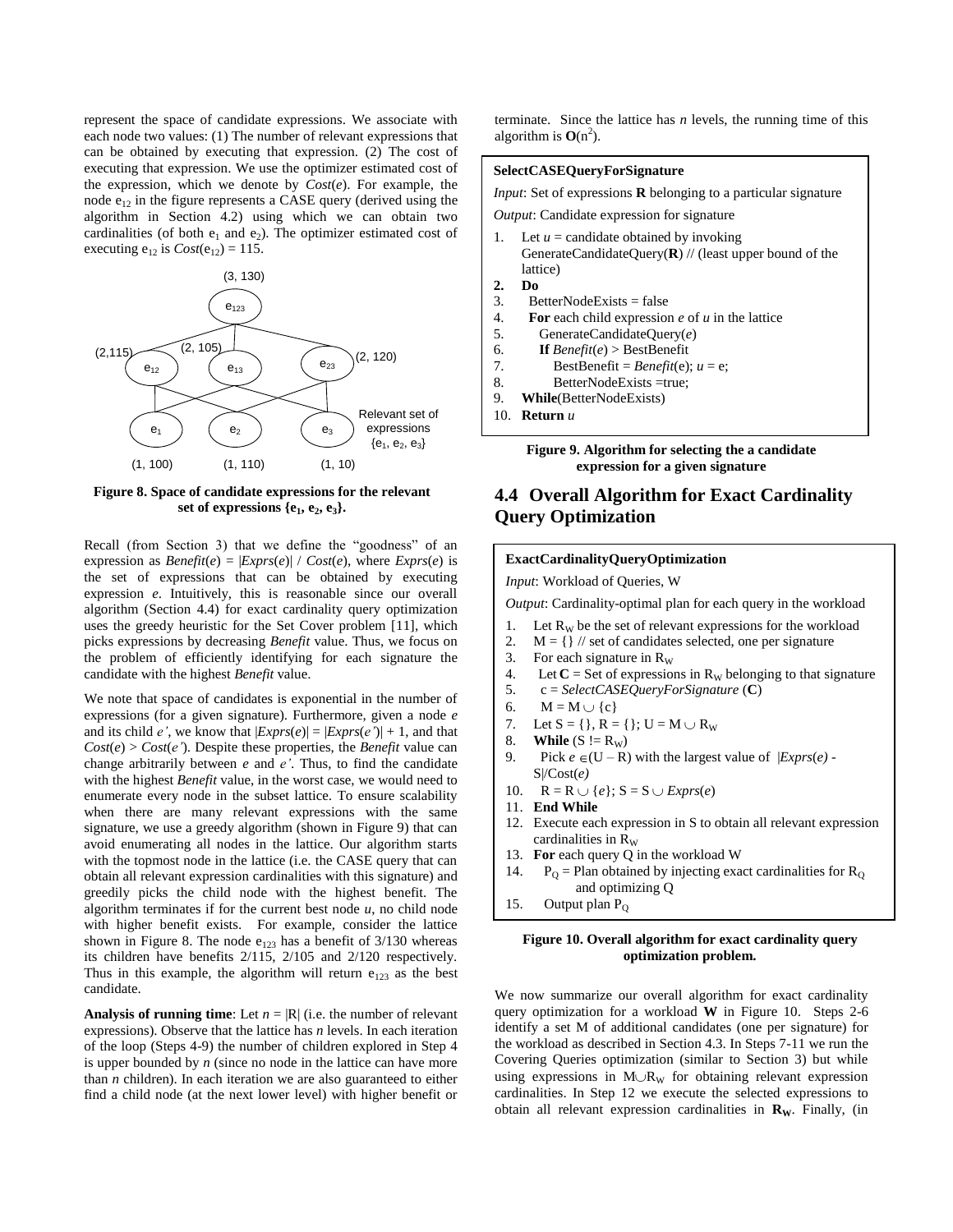represent the space of candidate expressions. We associate with each node two values: (1) The number of relevant expressions that can be obtained by executing that expression. (2) The cost of executing that expression. We use the optimizer estimated cost of the expression, which we denote by *Cost*(*e*). For example, the node $e_{12}$ in the figure represents a CASE query (derived using the algorithm in Section 4.2) using which we can obtain two cardinalities (of both $e_1$ and $e_2$). The optimizer estimated cost of executing $e_{12}$ is *Cost*($e_{12}$) = 115.

**Figure 8. Space of candidate expressions for the relevant set of expressions {$e_1$, $e_2$, $e_3$}.**

Recall (from Section 3) that we define the "goodness" of an expression as *Benefit*(*e*) = |*Exprs*(*e*)| / *Cost*(*e*), where *Exprs*(*e*) is the set of expressions that can be obtained by executing expression *e*. Intuitively, this is reasonable since our overall algorithm (Section 4.4) for exact cardinality query optimization uses the greedy heuristic for the Set Cover problem [11], which picks expressions by decreasing *Benefit* value. Thus, we focus on the problem of efficiently identifying for each signature the candidate with the highest *Benefit* value.

We note that space of candidates is exponential in the number of expressions (for a given signature). Furthermore, given a node *e* and its child *e'*, we know that |*Exprs*(*e*)| = |*Exprs*(*e'*)| + 1, and that *Cost*(*e*) > *Cost*(*e'*). Despite these properties, the *Benefit* value can change arbitrarily between *e* and *e'*. Thus, to find the candidate with the highest *Benefit* value, in the worst case, we would need to enumerate every node in the subset lattice. To ensure scalability when there are many relevant expressions with the same signature, we use a greedy algorithm (shown in Figure 9) that can avoid enumerating all nodes in the lattice. Our algorithm starts with the topmost node in the lattice (i.e. the CASE query that can obtain all relevant expression cardinalities with this signature) and greedily picks the child node with the highest benefit. The algorithm terminates if for the current best node *u*, no child node with higher benefit exists. For example, consider the lattice shown in Figure 8. The node $e_{123}$ has a benefit of 3/130 whereas its children have benefits 2/115, 2/105 and 2/120 respectively. Thus in this example, the algorithm will return $e_{123}$ as the best candidate.

**Analysis of running time**: Let $n$ = |R| (i.e. the number of relevant expressions). Observe that the lattice has *n* levels. In each iteration of the loop (Steps 4-9) the number of children explored in Step 4 is upper bounded by *n* (since no node in the lattice can have more than *n* children). In each iteration we are also guaranteed to either find a child node (at the next lower level) with higher benefit or terminate. Since the lattice has *n* levels, the running time of this algorithm is $\mathbf{O}(n^2)$.

```
SelectCASEQueryForSignature
Input: Set of expressions R belonging to a particular signature
Output: Candidate expression for signature
1.  Let u = candidate obtained by invoking
    GenerateCandidateQuery(R) // (least upper bound of the
    lattice)
2.  Do
3.    BetterNodeExists = false
4.    For each child expression e of u in the lattice
5.      GenerateCandidateQuery(e)
6.      If Benefit(e) > BestBenefit
7.        BestBenefit = Benefit(e); u = e;
8.        BetterNodeExists =true;
9.  While(BetterNodeExists)
10. Return u
```

**Figure 9. Algorithm for selecting the a candidate expression for a given signature**

## 4.4 Overall Algorithm for Exact Cardinality Query Optimization

```
ExactCardinalityQueryOptimization
Input: Workload of Queries, W
Output: Cardinality-optimal plan for each query in the workload
1.  Let R_W be the set of relevant expressions for the workload
2.  M = {} // set of candidates selected, one per signature
3.  For each signature in R_W
4.    Let C = Set of expressions in R_W belonging to that signature
5.    c = SelectCASEQueryForSignature (C)
6.    M = M ∪ {c}
7.  Let S = {}, R = {}; U = M ∪ R_W
8.  While (S != R_W)
9.    Pick e ∈(U – R) with the largest value of |Exprs(e) -
      S|/Cost(e)
10.   R = R ∪ {e}; S = S ∪ Exprs(e)
11. End While
12. Execute each expression in S to obtain all relevant expression
    cardinalities in R_W
13. For each query Q in the workload W
14.   P_Q = Plan obtained by injecting exact cardinalities for R_Q
        and optimizing Q
15.   Output plan P_Q
```

**Figure 10. Overall algorithm for exact cardinality query optimization problem.**

We now summarize our overall algorithm for exact cardinality query optimization for a workload **W** in Figure 10. Steps 2-6 identify a set M of additional candidates (one per signature) for the workload as described in Section 4.3. In Steps 7-11 we run the Covering Queries optimization (similar to Section 3) but while using expressions in $M \cup R_W$ for obtaining relevant expression cardinalities. In Step 12 we execute the selected expressions to obtain all relevant expression cardinalities in $\mathbf{R_W}$. Finally, (in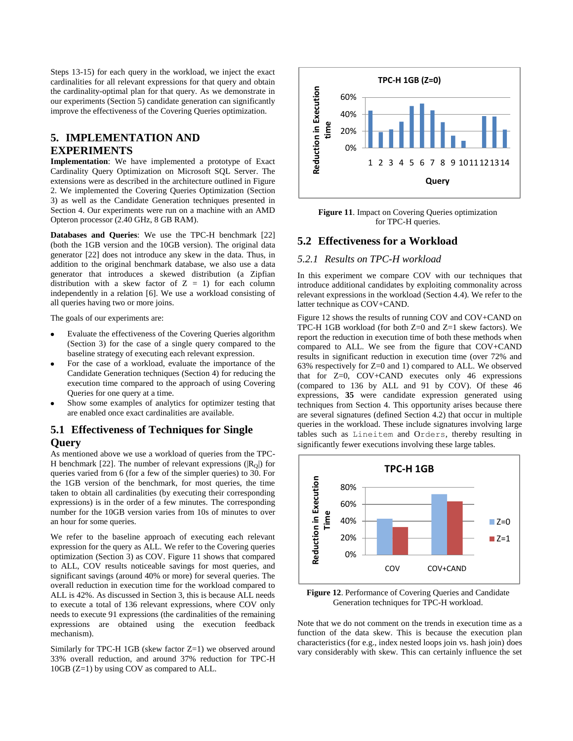Steps 13-15) for each query in the workload, we inject the exact cardinalities for all relevant expressions for that query and obtain the cardinality-optimal plan for that query. As we demonstrate in our experiments (Section 5) candidate generation can significantly improve the effectiveness of the Covering Queries optimization.

# 5. IMPLEMENTATION AND EXPERIMENTS

**Implementation**: We have implemented a prototype of Exact Cardinality Query Optimization on Microsoft SQL Server. The extensions were as described in the architecture outlined in Figure 2. We implemented the Covering Queries Optimization (Section 3) as well as the Candidate Generation techniques presented in Section 4. Our experiments were run on a machine with an AMD Opteron processor (2.40 GHz, 8 GB RAM).

**Databases and Queries**: We use the TPC-H benchmark [22] (both the 1GB version and the 10GB version). The original data generator [22] does not introduce any skew in the data. Thus, in addition to the original benchmark database, we also use a data generator that introduces a skewed distribution (a Zipfian distribution with a skew factor of Z = 1) for each column independently in a relation [6]. We use a workload consisting of all queries having two or more joins.

The goals of our experiments are:

- Evaluate the effectiveness of the Covering Queries algorithm (Section 3) for the case of a single query compared to the baseline strategy of executing each relevant expression.
- For the case of a workload, evaluate the importance of the Candidate Generation techniques (Section 4) for reducing the execution time compared to the approach of using Covering Queries for one query at a time.
- Show some examples of analytics for optimizer testing that are enabled once exact cardinalities are available.

## 5.1 Effectiveness of Techniques for Single Query

As mentioned above we use a workload of queries from the TPC-H benchmark [22]. The number of relevant expressions ($|R_Q|$) for queries varied from 6 (for a few of the simpler queries) to 30. For the 1GB version of the benchmark, for most queries, the time taken to obtain all cardinalities (by executing their corresponding expressions) is in the order of a few minutes. The corresponding number for the 10GB version varies from 10s of minutes to over an hour for some queries.

We refer to the baseline approach of executing each relevant expression for the query as ALL. We refer to the Covering queries optimization (Section 3) as COV. Figure 11 shows that compared to ALL, COV results noticeable savings for most queries, and significant savings (around 40% or more) for several queries. The overall reduction in execution time for the workload compared to ALL is 42%. As discussed in Section 3, this is because ALL needs to execute a total of 136 relevant expressions, where COV only needs to execute 91 expressions (the cardinalities of the remaining expressions are obtained using the execution feedback mechanism).

Similarly for TPC-H 1GB (skew factor Z=1) we observed around 33% overall reduction, and around 37% reduction for TPC-H 10GB (Z=1) by using COV as compared to ALL.

**Figure 11**. Impact on Covering Queries optimization for TPC-H queries.

## 5.2 Effectiveness for a Workload

### 5.2.1 *Results on TPC-H workload*

In this experiment we compare COV with our techniques that introduce additional candidates by exploiting commonality across relevant expressions in the workload (Section 4.4). We refer to the latter technique as COV+CAND.

Figure 12 shows the results of running COV and COV+CAND on TPC-H 1GB workload (for both Z=0 and Z=1 skew factors). We report the reduction in execution time of both these methods when compared to ALL. We see from the figure that COV+CAND results in significant reduction in execution time (over 72% and 63% respectively for Z=0 and 1) compared to ALL. We observed that for Z=0, COV+CAND executes only 46 expressions (compared to 136 by ALL and 91 by COV). Of these 46 expressions, **35** were candidate expression generated using techniques from Section 4. This opportunity arises because there are several signatures (defined Section 4.2) that occur in multiple queries in the workload. These include signatures involving large tables such as `Lineitem` and `Orders`, thereby resulting in significantly fewer executions involving these large tables.

**Figure 12**. Performance of Covering Queries and Candidate Generation techniques for TPC-H workload.

Note that we do not comment on the trends in execution time as a function of the data skew. This is because the execution plan characteristics (for e.g., index nested loops join vs. hash join) does vary considerably with skew. This can certainly influence the set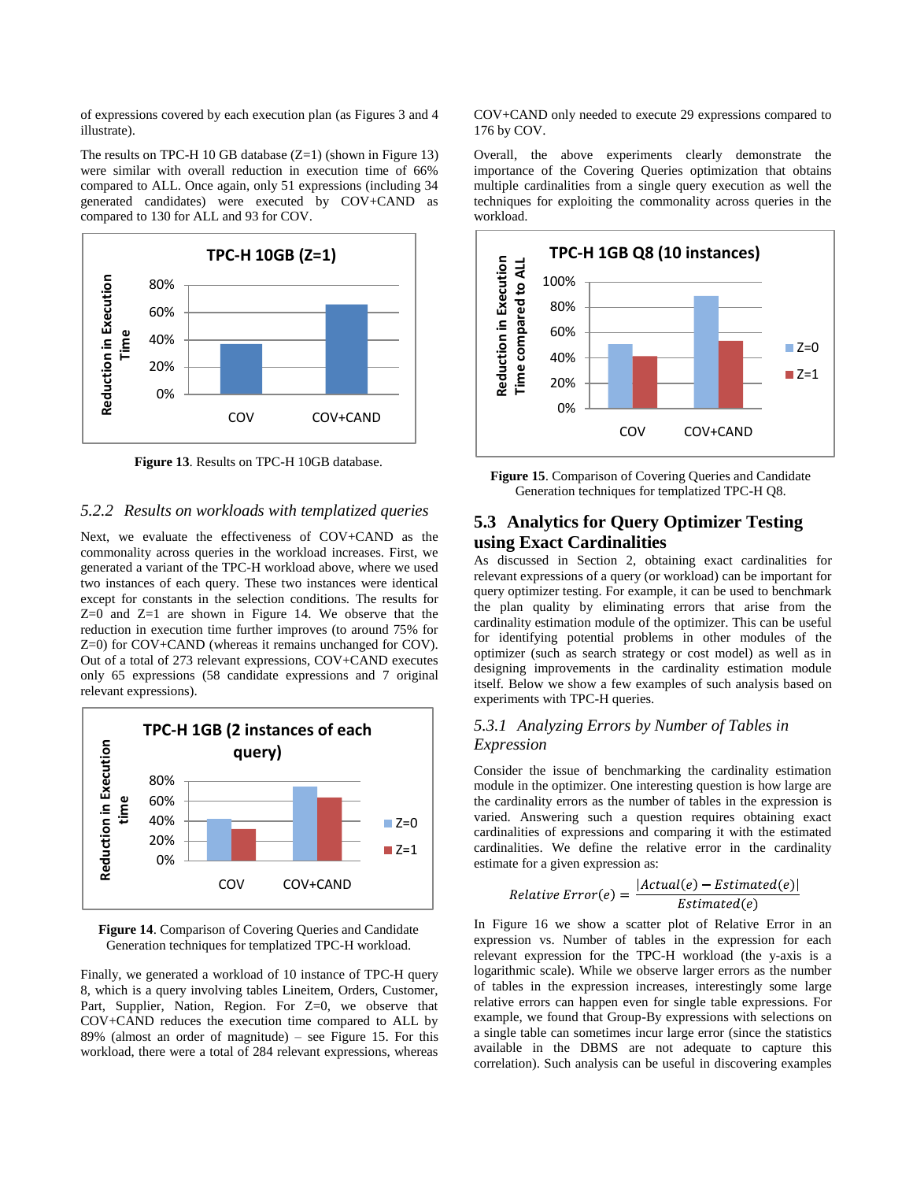of expressions covered by each execution plan (as Figures 3 and 4 illustrate).

The results on TPC-H 10 GB database (Z=1) (shown in Figure 13) were similar with overall reduction in execution time of 66% compared to ALL. Once again, only 51 expressions (including 34 generated candidates) were executed by COV+CAND as compared to 130 for ALL and 93 for COV.

**Figure 13**. Results on TPC-H 10GB database.

### 5.2.2 *Results on workloads with templatized queries*

Next, we evaluate the effectiveness of COV+CAND as the commonality across queries in the workload increases. First, we generated a variant of the TPC-H workload above, where we used two instances of each query. These two instances were identical except for constants in the selection conditions. The results for Z=0 and Z=1 are shown in Figure 14. We observe that the reduction in execution time further improves (to around 75% for Z=0) for COV+CAND (whereas it remains unchanged for COV). Out of a total of 273 relevant expressions, COV+CAND executes only 65 expressions (58 candidate expressions and 7 original relevant expressions).

**Figure 14**. Comparison of Covering Queries and Candidate Generation techniques for templatized TPC-H workload.

Finally, we generated a workload of 10 instance of TPC-H query 8, which is a query involving tables Lineitem, Orders, Customer, Part, Supplier, Nation, Region. For Z=0, we observe that COV+CAND reduces the execution time compared to ALL by 89% (almost an order of magnitude) – see Figure 15. For this workload, there were a total of 284 relevant expressions, whereas COV+CAND only needed to execute 29 expressions compared to 176 by COV.

Overall, the above experiments clearly demonstrate the importance of the Covering Queries optimization that obtains multiple cardinalities from a single query execution as well the techniques for exploiting the commonality across queries in the workload.

**Figure 15**. Comparison of Covering Queries and Candidate Generation techniques for templatized TPC-H Q8.

## 5.3 Analytics for Query Optimizer Testing using Exact Cardinalities

As discussed in Section 2, obtaining exact cardinalities for relevant expressions of a query (or workload) can be important for query optimizer testing. For example, it can be used to benchmark the plan quality by eliminating errors that arise from the cardinality estimation module of the optimizer. This can be useful for identifying potential problems in other modules of the optimizer (such as search strategy or cost model) as well as in designing improvements in the cardinality estimation module itself. Below we show a few examples of such analysis based on experiments with TPC-H queries.

### 5.3.1 *Analyzing Errors by Number of Tables in Expression*

Consider the issue of benchmarking the cardinality estimation module in the optimizer. One interesting question is how large are the cardinality errors as the number of tables in the expression is varied. Answering such a question requires obtaining exact cardinalities of expressions and comparing it with the estimated cardinalities. We define the relative error in the cardinality estimate for a given expression as:

$$Relative\ Error(e) = \frac{|Actual(e) - Estimated(e)|}{Estimated(e)}$$

In Figure 16 we show a scatter plot of Relative Error in an expression vs. Number of tables in the expression for each relevant expression for the TPC-H workload (the y-axis is a logarithmic scale). While we observe larger errors as the number of tables in the expression increases, interestingly some large relative errors can happen even for single table expressions. For example, we found that Group-By expressions with selections on a single table can sometimes incur large error (since the statistics available in the DBMS are not adequate to capture this correlation). Such analysis can be useful in discovering examples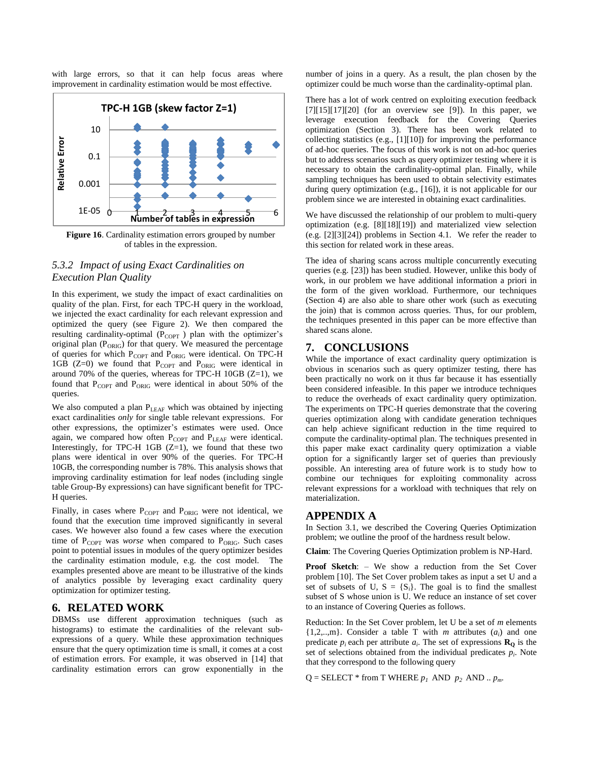with large errors, so that it can help focus areas where improvement in cardinality estimation would be most effective.

**Figure 16**. Cardinality estimation errors grouped by number of tables in the expression.

### 5.3.2 Impact of using Exact Cardinalities on Execution Plan Quality

In this experiment, we study the impact of exact cardinalities on quality of the plan. First, for each TPC-H query in the workload, we injected the exact cardinality for each relevant expression and optimized the query (see Figure 2). We then compared the resulting cardinality-optimal ($P_{COPT}$) plan with the optimizer's original plan ($P_{ORIG}$) for that query. We measured the percentage of queries for which $P_{COPT}$ and $P_{ORIG}$ were identical. On TPC-H 1GB (Z=0) we found that $P_{COPT}$ and $P_{ORIG}$ were identical in around 70% of the queries, whereas for TPC-H 10GB (Z=1), we found that $P_{COPT}$ and $P_{ORIG}$ were identical in about 50% of the queries.

We also computed a plan $P_{LEAF}$ which was obtained by injecting exact cardinalities *only* for single table relevant expressions. For other expressions, the optimizer's estimates were used. Once again, we compared how often $P_{COPT}$ and $P_{LEAF}$ were identical. Interestingly, for TPC-H 1GB (Z=1), we found that these two plans were identical in over 90% of the queries. For TPC-H 10GB, the corresponding number is 78%. This analysis shows that improving cardinality estimation for leaf nodes (including single table Group-By expressions) can have significant benefit for TPC-H queries.

Finally, in cases where $P_{COPT}$ and $P_{ORIG}$ were not identical, we found that the execution time improved significantly in several cases. We however also found a few cases where the execution time of $P_{COPT}$ was *worse* when compared to $P_{ORIG}$. Such cases point to potential issues in modules of the query optimizer besides the cardinality estimation module, e.g. the cost model. The examples presented above are meant to be illustrative of the kinds of analytics possible by leveraging exact cardinality query optimization for optimizer testing.

## 6. RELATED WORK

DBMSs use different approximation techniques (such as histograms) to estimate the cardinalities of the relevant sub-expressions of a query. While these approximation techniques ensure that the query optimization time is small, it comes at a cost of estimation errors. For example, it was observed in [14] that cardinality estimation errors can grow exponentially in the number of joins in a query. As a result, the plan chosen by the optimizer could be much worse than the cardinality-optimal plan.

There has a lot of work centred on exploiting execution feedback [7][15][17][20] (for an overview see [9]). In this paper, we leverage execution feedback for the Covering Queries optimization (Section 3). There has been work related to collecting statistics (e.g., [1][10]) for improving the performance of ad-hoc queries. The focus of this work is not on ad-hoc queries but to address scenarios such as query optimizer testing where it is necessary to obtain the cardinality-optimal plan. Finally, while sampling techniques has been used to obtain selectivity estimates during query optimization (e.g., [16]), it is not applicable for our problem since we are interested in obtaining exact cardinalities.

We have discussed the relationship of our problem to multi-query optimization (e.g. [8][18][19]) and materialized view selection (e.g. [2][3][24]) problems in Section 4.1. We refer the reader to this section for related work in these areas.

The idea of sharing scans across multiple concurrently executing queries (e.g. [23]) has been studied. However, unlike this body of work, in our problem we have additional information a priori in the form of the given workload. Furthermore, our techniques (Section 4) are also able to share other work (such as executing the join) that is common across queries. Thus, for our problem, the techniques presented in this paper can be more effective than shared scans alone.

## 7. CONCLUSIONS

While the importance of exact cardinality query optimization is obvious in scenarios such as query optimizer testing, there has been practically no work on it thus far because it has essentially been considered infeasible. In this paper we introduce techniques to reduce the overheads of exact cardinality query optimization. The experiments on TPC-H queries demonstrate that the covering queries optimization along with candidate generation techniques can help achieve significant reduction in the time required to compute the cardinality-optimal plan. The techniques presented in this paper make exact cardinality query optimization a viable option for a significantly larger set of queries than previously possible. An interesting area of future work is to study how to combine our techniques for exploiting commonality across relevant expressions for a workload with techniques that rely on materialization.

## APPENDIX A

In Section 3.1, we described the Covering Queries Optimization problem; we outline the proof of the hardness result below.

**Claim**: The Covering Queries Optimization problem is NP-Hard.

**Proof Sketch**: – We show a reduction from the Set Cover problem [10]. The Set Cover problem takes as input a set U and a set of subsets of U, $S = \{S_i\}$. The goal is to find the smallest subset of S whose union is U. We reduce an instance of set cover to an instance of Covering Queries as follows.

Reduction: In the Set Cover problem, let U be a set of *m* elements {1,2,..,m}. Consider a table T with *m* attributes ($a_i$) and one predicate $p_i$ each per attribute $a_i$. The set of expressions $\mathbf{R_Q}$ is the set of selections obtained from the individual predicates $p_i$. Note that they correspond to the following query

Q = SELECT * from T WHERE $p_1$ AND $p_2$ AND .. $p_m$.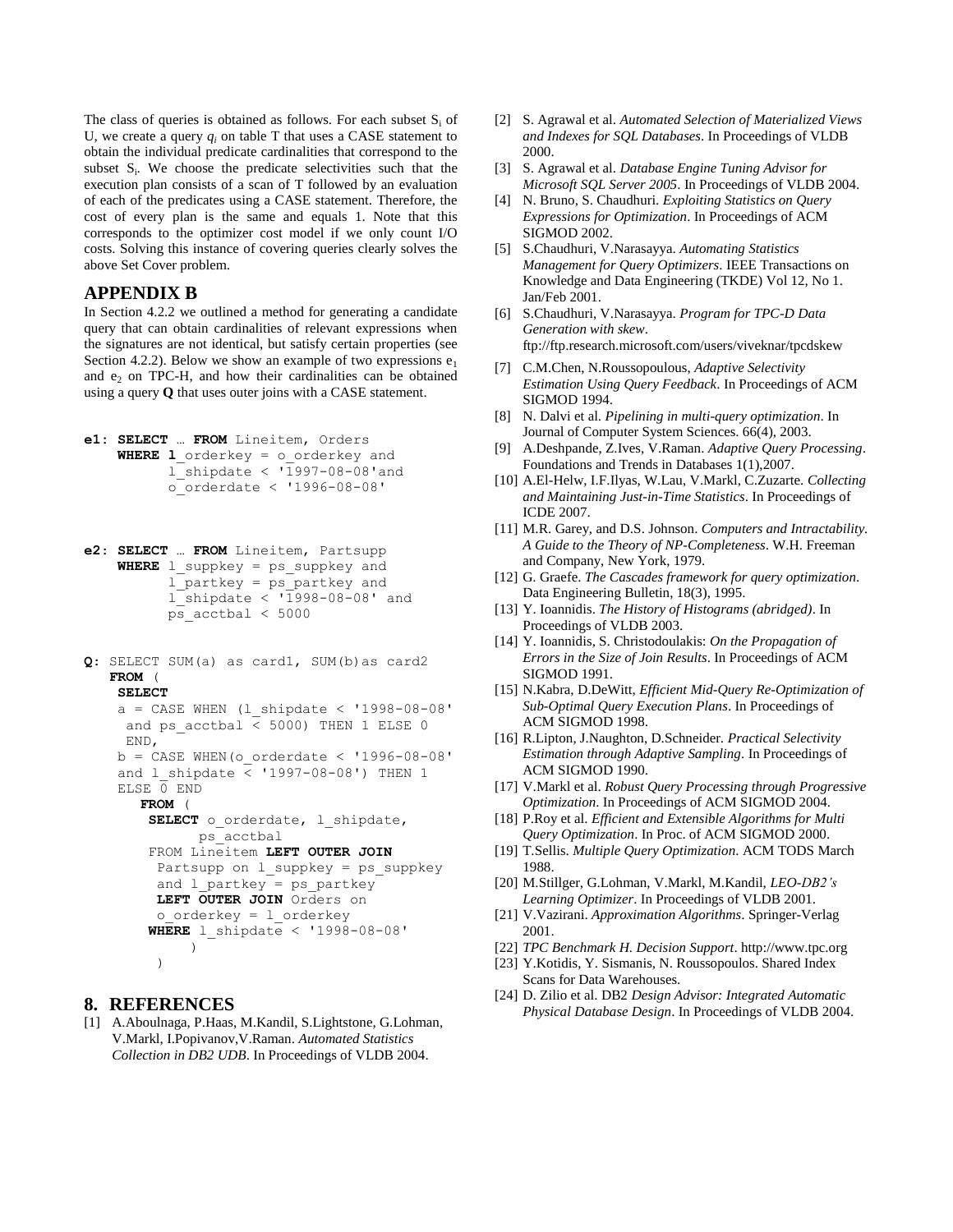The class of queries is obtained as follows. For each subset $S_i$ of U, we create a query $q_i$ on table T that uses a CASE statement to obtain the individual predicate cardinalities that correspond to the subset $S_i$. We choose the predicate selectivities such that the execution plan consists of a scan of T followed by an evaluation of each of the predicates using a CASE statement. Therefore, the cost of every plan is the same and equals 1. Note that this corresponds to the optimizer cost model if we only count I/O costs. Solving this instance of covering queries clearly solves the above Set Cover problem.

## APPENDIX B

In Section 4.2.2 we outlined a method for generating a candidate query that can obtain cardinalities of relevant expressions when the signatures are not identical, but satisfy certain properties (see Section 4.2.2). Below we show an example of two expressions $e_1$ and $e_2$ on TPC-H, and how their cardinalities can be obtained using a query **Q** that uses outer joins with a CASE statement.

```
e1: SELECT … FROM Lineitem, Orders
    WHERE l_orderkey = o_orderkey and
          l_shipdate < '1997-08-08'and
          o_orderdate < '1996-08-08'


e2: SELECT … FROM Lineitem, Partsupp
    WHERE l_suppkey = ps_suppkey and
          l_partkey = ps_partkey and
          l_shipdate < '1998-08-08' and
          ps_acctbal < 5000


Q: SELECT SUM(a) as card1, SUM(b)as card2
   FROM (
    SELECT
    a = CASE WHEN (l_shipdate < '1998-08-08'
     and ps_acctbal < 5000) THEN 1 ELSE 0
     END,
    b = CASE WHEN(o_orderdate < '1996-08-08'
    and l_shipdate < '1997-08-08') THEN 1
    ELSE 0 END
       FROM (
        SELECT o_orderdate, l_shipdate,
               ps_acctbal
        FROM Lineitem LEFT OUTER JOIN
         Partsupp on l_suppkey = ps_suppkey
         and l_partkey = ps_partkey
         LEFT OUTER JOIN Orders on
         o_orderkey = l_orderkey
        WHERE l_shipdate < '1998-08-08'
             )
        )
```

## 8. REFERENCES

[1] A.Aboulnaga, P.Haas, M.Kandil, S.Lightstone, G.Lohman, V.Markl, I.Popivanov,V.Raman. *Automated Statistics Collection in DB2 UDB*. In Proceedings of VLDB 2004.

[2] S. Agrawal et al. *Automated Selection of Materialized Views and Indexes for SQL Databases*. In Proceedings of VLDB 2000.

[3] S. Agrawal et al. *Database Engine Tuning Advisor for Microsoft SQL Server 2005*. In Proceedings of VLDB 2004.

[4] N. Bruno, S. Chaudhuri. *Exploiting Statistics on Query Expressions for Optimization*. In Proceedings of ACM SIGMOD 2002.

[5] S.Chaudhuri, V.Narasayya. *Automating Statistics Management for Query Optimizers*. IEEE Transactions on Knowledge and Data Engineering (TKDE) Vol 12, No 1. Jan/Feb 2001.

[6] S.Chaudhuri, V.Narasayya. *Program for TPC-D Data Generation with skew*. ftp://ftp.research.microsoft.com/users/viveknar/tpcdskew

[7] C.M.Chen, N.Roussopoulous, *Adaptive Selectivity Estimation Using Query Feedback*. In Proceedings of ACM SIGMOD 1994.

[8] N. Dalvi et al. *Pipelining in multi-query optimization*. In Journal of Computer System Sciences. 66(4), 2003.

[9] A.Deshpande, Z.Ives, V.Raman. *Adaptive Query Processing*. Foundations and Trends in Databases 1(1),2007.

[10] A.El-Helw, I.F.Ilyas, W.Lau, V.Markl, C.Zuzarte. *Collecting and Maintaining Just-in-Time Statistics*. In Proceedings of ICDE 2007.

[11] M.R. Garey, and D.S. Johnson. *Computers and Intractability. A Guide to the Theory of NP-Completeness*. W.H. Freeman and Company, New York, 1979.

[12] G. Graefe. *The Cascades framework for query optimization*. Data Engineering Bulletin, 18(3), 1995.

[13] Y. Ioannidis. *The History of Histograms (abridged)*. In Proceedings of VLDB 2003.

[14] Y. Ioannidis, S. Christodoulakis: *On the Propagation of Errors in the Size of Join Results*. In Proceedings of ACM SIGMOD 1991.

[15] N.Kabra, D.DeWitt, *Efficient Mid-Query Re-Optimization of Sub-Optimal Query Execution Plans*. In Proceedings of ACM SIGMOD 1998.

[16] R.Lipton, J.Naughton, D.Schneider. *Practical Selectivity Estimation through Adaptive Sampling*. In Proceedings of ACM SIGMOD 1990.

[17] V.Markl et al. *Robust Query Processing through Progressive Optimization*. In Proceedings of ACM SIGMOD 2004.

[18] P.Roy et al. *Efficient and Extensible Algorithms for Multi Query Optimization*. In Proc. of ACM SIGMOD 2000.

[19] T.Sellis. *Multiple Query Optimization*. ACM TODS March 1988.

[20] M.Stillger, G.Lohman, V.Markl, M.Kandil, *LEO-DB2's Learning Optimizer*. In Proceedings of VLDB 2001.

[21] V.Vazirani. *Approximation Algorithms*. Springer-Verlag 2001.

[22] *TPC Benchmark H. Decision Support*. http://www.tpc.org

[23] Y.Kotidis, Y. Sismanis, N. Roussopoulos. Shared Index Scans for Data Warehouses.

[24] D. Zilio et al. DB2 *Design Advisor: Integrated Automatic Physical Database Design*. In Proceedings of VLDB 2004.